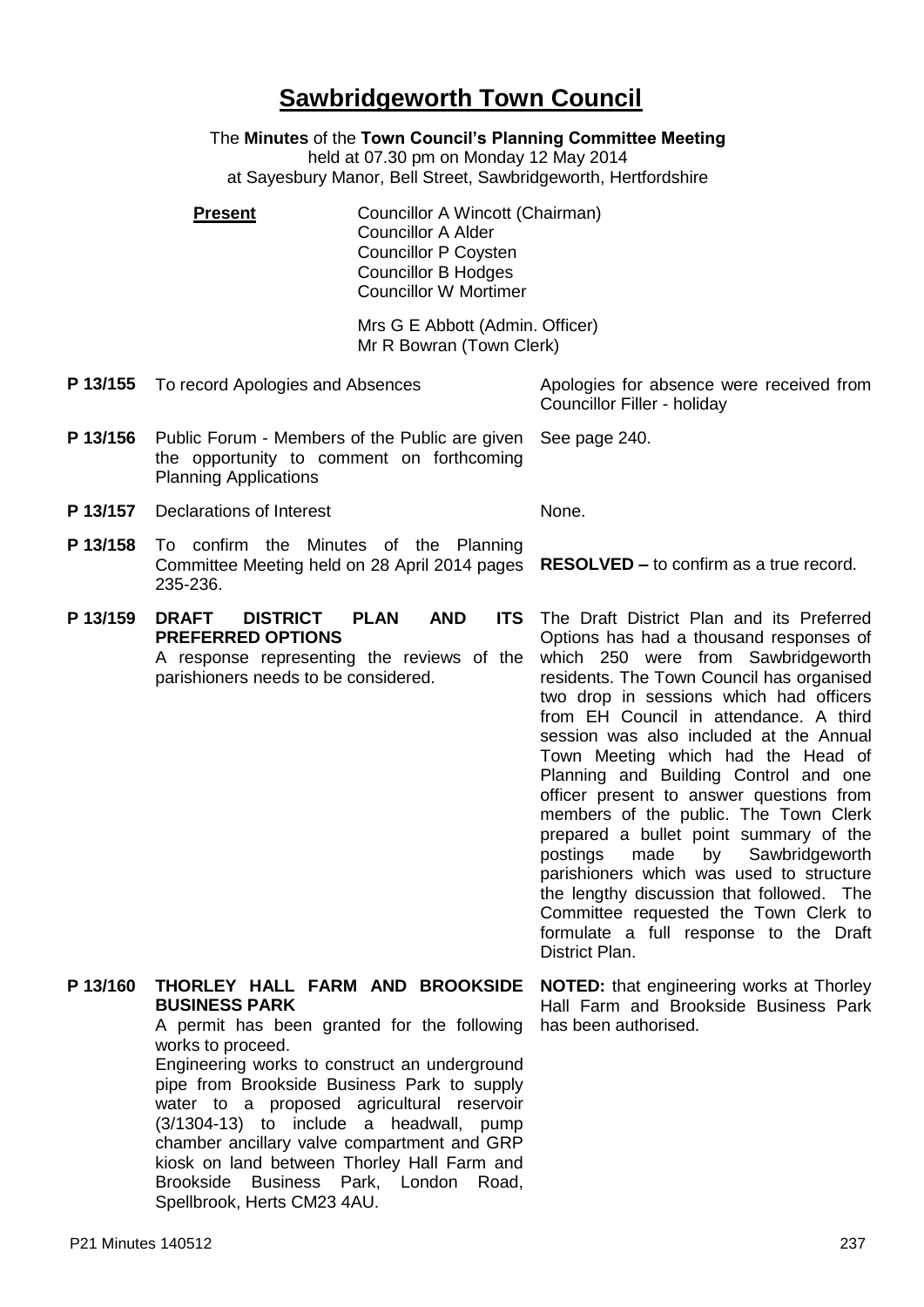# Sawbridgeworth Town Council

The **Minutes** of the **Town Council's Planning Committee Meeting**
held at 07.30 pm on Monday 12 May 2014
at Sayesbury Manor, Bell Street, Sawbridgeworth, Hertfordshire

**Present**

Councillor A Wincott (Chairman)
Councillor A Alder
Councillor P Coysten
Councillor B Hodges
Councillor W Mortimer

Mrs G E Abbott (Admin. Officer)
Mr R Bowran (Town Clerk)

| | | |
|---|---|---|
| **P 13/155** | To record Apologies and Absences | Apologies for absence were received from Councillor Filler - holiday |
| **P 13/156** | Public Forum - Members of the Public are given the opportunity to comment on forthcoming Planning Applications | See page 240. |
| **P 13/157** | Declarations of Interest | None. |
| **P 13/158** | To confirm the Minutes of the Planning Committee Meeting held on 28 April 2014 pages 235-236. | **RESOLVED –** to confirm as a true record. |
| **P 13/159** | **DRAFT DISTRICT PLAN AND ITS PREFERRED OPTIONS**<br>A response representing the reviews of the parishioners needs to be considered. | The Draft District Plan and its Preferred Options has had a thousand responses of which 250 were from Sawbridgeworth residents. The Town Council has organised two drop in sessions which had officers from EH Council in attendance. A third session was also included at the Annual Town Meeting which had the Head of Planning and Building Control and one officer present to answer questions from members of the public. The Town Clerk prepared a bullet point summary of the postings made by Sawbridgeworth parishioners which was used to structure the lengthy discussion that followed. The Committee requested the Town Clerk to formulate a full response to the Draft District Plan. |
| **P 13/160** | **THORLEY HALL FARM AND BROOKSIDE BUSINESS PARK**<br>A permit has been granted for the following works to proceed.<br>Engineering works to construct an underground pipe from Brookside Business Park to supply water to a proposed agricultural reservoir (3/1304-13) to include a headwall, pump chamber ancillary valve compartment and GRP kiosk on land between Thorley Hall Farm and Brookside Business Park, London Road, Spellbrook, Herts CM23 4AU. | **NOTED:** that engineering works at Thorley Hall Farm and Brookside Business Park has been authorised. |

P21 Minutes 140512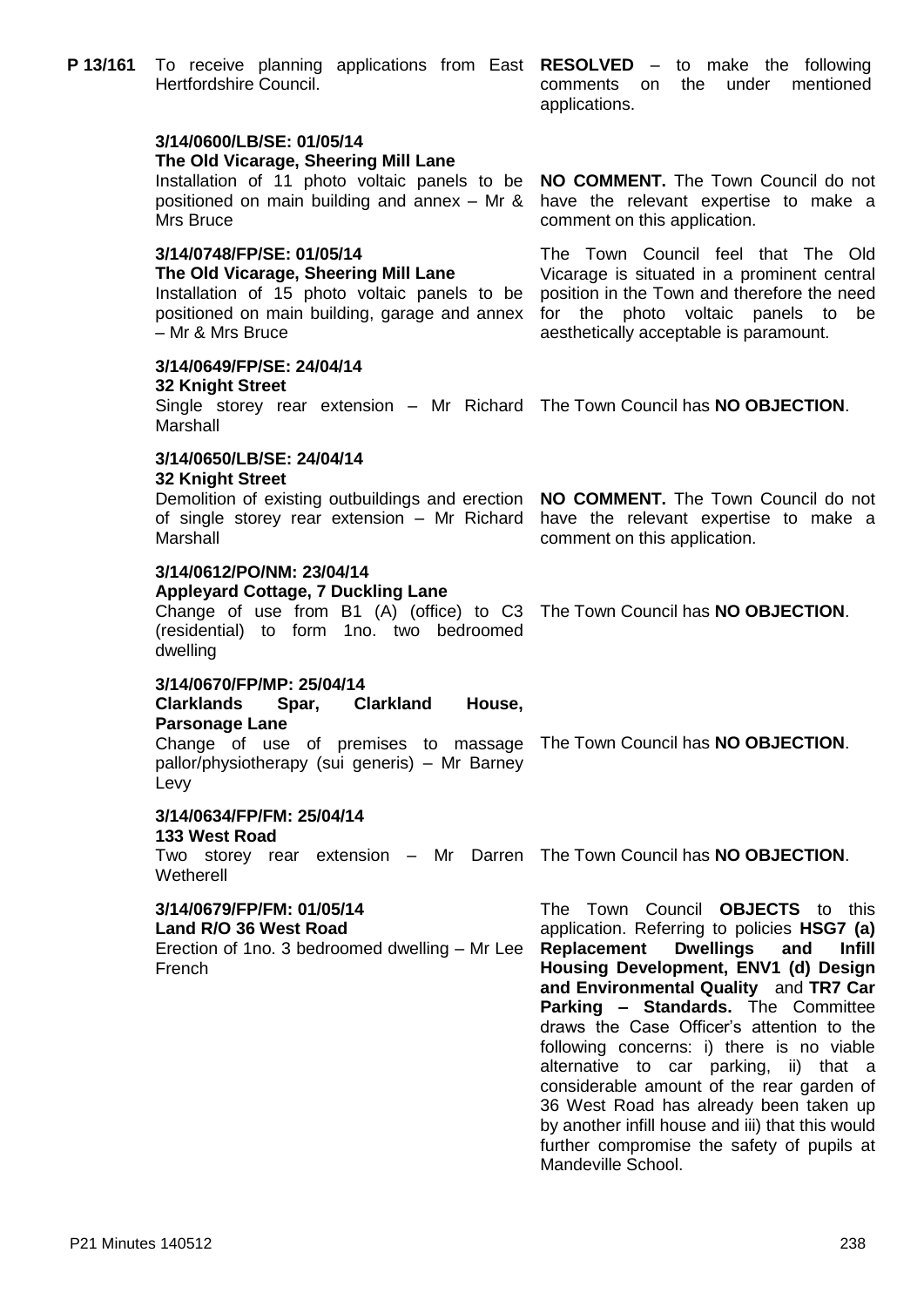| | | |
|---|---|---|
| **P 13/161** | To receive planning applications from East Hertfordshire Council. | **RESOLVED** – to make the following comments on the under mentioned applications. |
| | **3/14/0600/LB/SE: 01/05/14**<br>**The Old Vicarage, Sheering Mill Lane**<br>Installation of 11 photo voltaic panels to be positioned on main building and annex – Mr & Mrs Bruce | **NO COMMENT.** The Town Council do not have the relevant expertise to make a comment on this application. |
| | **3/14/0748/FP/SE: 01/05/14**<br>**The Old Vicarage, Sheering Mill Lane**<br>Installation of 15 photo voltaic panels to be positioned on main building, garage and annex – Mr & Mrs Bruce | The Town Council feel that The Old Vicarage is situated in a prominent central position in the Town and therefore the need for the photo voltaic panels to be aesthetically acceptable is paramount. |
| | **3/14/0649/FP/SE: 24/04/14**<br>**32 Knight Street**<br>Single storey rear extension – Mr Richard Marshall | The Town Council has **NO OBJECTION**. |
| | **3/14/0650/LB/SE: 24/04/14**<br>**32 Knight Street**<br>Demolition of existing outbuildings and erection of single storey rear extension – Mr Richard Marshall | **NO COMMENT.** The Town Council do not have the relevant expertise to make a comment on this application. |
| | **3/14/0612/PO/NM: 23/04/14**<br>**Appleyard Cottage, 7 Duckling Lane**<br>Change of use from B1 (A) (office) to C3 (residential) to form 1no. two bedroomed dwelling | The Town Council has **NO OBJECTION**. |
| | **3/14/0670/FP/MP: 25/04/14**<br>**Clarklands Spar, Clarkland House, Parsonage Lane**<br>Change of use of premises to massage pallor/physiotherapy (sui generis) – Mr Barney Levy | The Town Council has **NO OBJECTION**. |
| | **3/14/0634/FP/FM: 25/04/14**<br>**133 West Road**<br>Two storey rear extension – Mr Darren Wetherell | The Town Council has **NO OBJECTION**. |
| | **3/14/0679/FP/FM: 01/05/14**<br>**Land R/O 36 West Road**<br>Erection of 1no. 3 bedroomed dwelling – Mr Lee French | The Town Council **OBJECTS** to this application. Referring to policies **HSG7 (a) Replacement Dwellings and Infill Housing Development, ENV1 (d) Design and Environmental Quality** and **TR7 Car Parking – Standards.** The Committee draws the Case Officer's attention to the following concerns: i) there is no viable alternative to car parking, ii) that a considerable amount of the rear garden of 36 West Road has already been taken up by another infill house and iii) that this would further compromise the safety of pupils at Mandeville School. |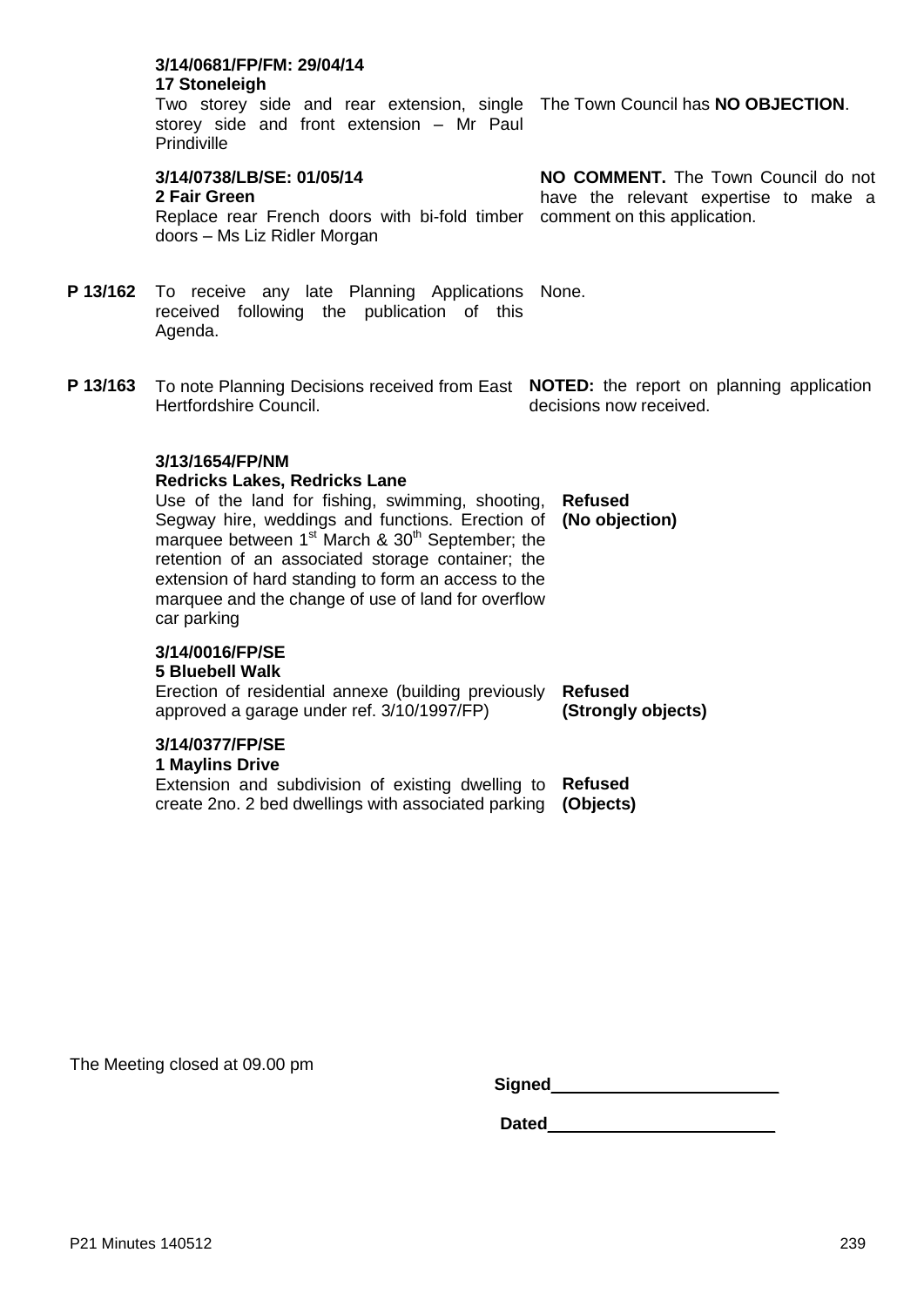| | | |
|---|---|---|
| | **3/14/0681/FP/FM: 29/04/14**<br>**17 Stoneleigh**<br>Two storey side and rear extension, single storey side and front extension – Mr Paul Prindiville | The Town Council has **NO OBJECTION**. |
| | **3/14/0738/LB/SE: 01/05/14**<br>**2 Fair Green**<br>Replace rear French doors with bi-fold timber doors – Ms Liz Ridler Morgan | **NO COMMENT.** The Town Council do not have the relevant expertise to make a comment on this application. |
| **P 13/162** | To receive any late Planning Applications received following the publication of this Agenda. | None. |
| **P 13/163** | To note Planning Decisions received from East Hertfordshire Council. | **NOTED:** the report on planning application decisions now received. |
| | **3/13/1654/FP/NM**<br>**Redricks Lakes, Redricks Lane**<br>Use of the land for fishing, swimming, shooting, Segway hire, weddings and functions. Erection of marquee between 1st March & 30th September; the retention of an associated storage container; the extension of hard standing to form an access to the marquee and the change of use of land for overflow car parking | **Refused**<br>**(No objection)** |
| | **3/14/0016/FP/SE**<br>**5 Bluebell Walk**<br>Erection of residential annexe (building previously approved a garage under ref. 3/10/1997/FP) | **Refused**<br>**(Strongly objects)** |
| | **3/14/0377/FP/SE**<br>**1 Maylins Drive**<br>Extension and subdivision of existing dwelling to create 2no. 2 bed dwellings with associated parking | **Refused**<br>**(Objects)** |

The Meeting closed at 09.00 pm

**Signed**________________________

**Dated**________________________

P21 Minutes 140512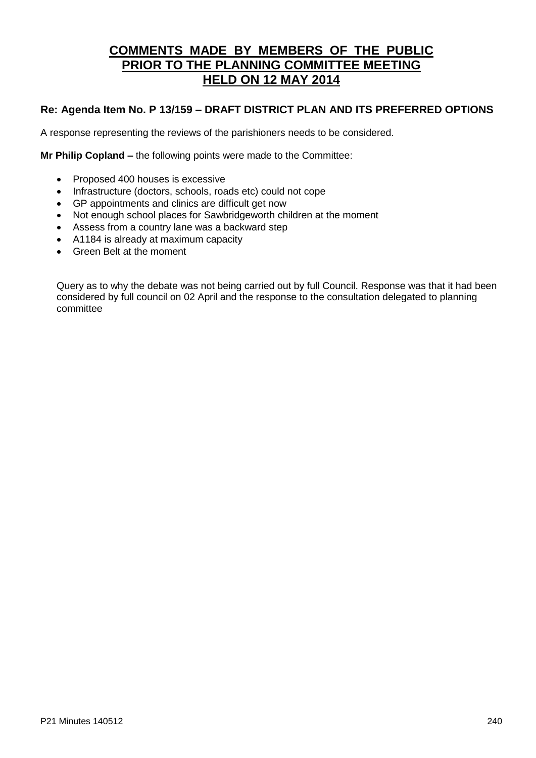# COMMENTS MADE BY MEMBERS OF THE PUBLIC PRIOR TO THE PLANNING COMMITTEE MEETING HELD ON 12 MAY 2014

### Re: Agenda Item No. P 13/159 – DRAFT DISTRICT PLAN AND ITS PREFERRED OPTIONS

A response representing the reviews of the parishioners needs to be considered.

**Mr Philip Copland –** the following points were made to the Committee:

- Proposed 400 houses is excessive
- Infrastructure (doctors, schools, roads etc) could not cope
- GP appointments and clinics are difficult get now
- Not enough school places for Sawbridgeworth children at the moment
- Assess from a country lane was a backward step
- A1184 is already at maximum capacity
- Green Belt at the moment

Query as to why the debate was not being carried out by full Council. Response was that it had been considered by full council on 02 April and the response to the consultation delegated to planning committee